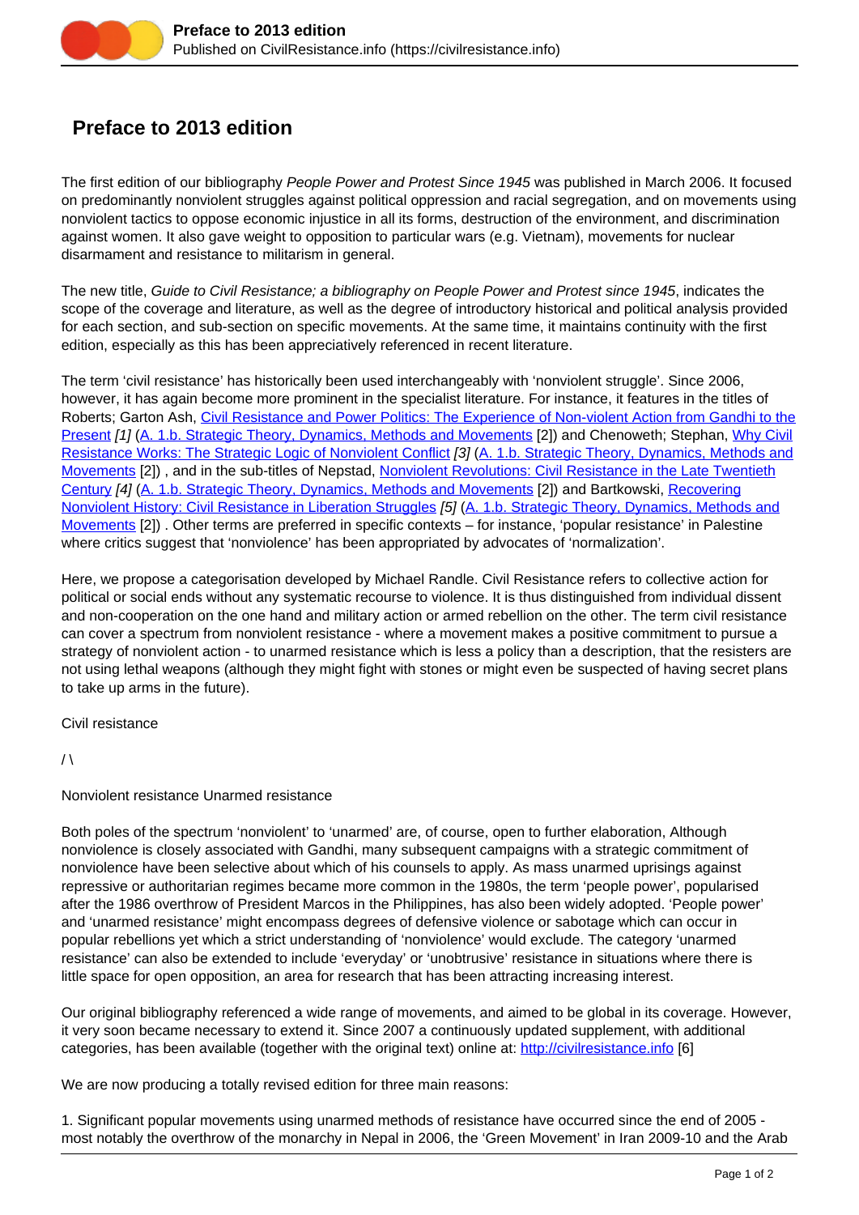# Preface to 2013 edition

The first edition of our bibliography *People Power and Protest Since 1945* was published in March 2006. It focused on predominantly nonviolent struggles against political oppression and racial segregation, and on movements using nonviolent tactics to oppose economic injustice in all its forms, destruction of the environment, and discrimination against women. It also gave weight to opposition to particular wars (e.g. Vietnam), movements for nuclear disarmament and resistance to militarism in general.

The new title, *Guide to Civil Resistance; a bibliography on People Power and Protest since 1945*, indicates the scope of the coverage and literature, as well as the degree of introductory historical and political analysis provided for each section, and sub-section on specific movements. At the same time, it maintains continuity with the first edition, especially as this has been appreciatively referenced in recent literature.

The term 'civil resistance' has historically been used interchangeably with 'nonviolent struggle'. Since 2006, however, it has again become more prominent in the specialist literature. For instance, it features in the titles of Roberts; Garton Ash, Civil Resistance and Power Politics: The Experience of Non-violent Action from Gandhi to the Present *[1]* (A. 1.b. Strategic Theory, Dynamics, Methods and Movements [2]) and Chenoweth; Stephan, Why Civil Resistance Works: The Strategic Logic of Nonviolent Conflict *[3]* (A. 1.b. Strategic Theory, Dynamics, Methods and Movements [2]) , and in the sub-titles of Nepstad, Nonviolent Revolutions: Civil Resistance in the Late Twentieth Century *[4]* (A. 1.b. Strategic Theory, Dynamics, Methods and Movements [2]) and Bartkowski, Recovering Nonviolent History: Civil Resistance in Liberation Struggles *[5]* (A. 1.b. Strategic Theory, Dynamics, Methods and Movements [2]) . Other terms are preferred in specific contexts – for instance, 'popular resistance' in Palestine where critics suggest that 'nonviolence' has been appropriated by advocates of 'normalization'.

Here, we propose a categorisation developed by Michael Randle. Civil Resistance refers to collective action for political or social ends without any systematic recourse to violence. It is thus distinguished from individual dissent and non-cooperation on the one hand and military action or armed rebellion on the other. The term civil resistance can cover a spectrum from nonviolent resistance - where a movement makes a positive commitment to pursue a strategy of nonviolent action - to unarmed resistance which is less a policy than a description, that the resisters are not using lethal weapons (although they might fight with stones or might even be suspected of having secret plans to take up arms in the future).

Civil resistance

/ \

Nonviolent resistance Unarmed resistance

Both poles of the spectrum 'nonviolent' to 'unarmed' are, of course, open to further elaboration, Although nonviolence is closely associated with Gandhi, many subsequent campaigns with a strategic commitment of nonviolence have been selective about which of his counsels to apply. As mass unarmed uprisings against repressive or authoritarian regimes became more common in the 1980s, the term 'people power', popularised after the 1986 overthrow of President Marcos in the Philippines, has also been widely adopted. 'People power' and 'unarmed resistance' might encompass degrees of defensive violence or sabotage which can occur in popular rebellions yet which a strict understanding of 'nonviolence' would exclude. The category 'unarmed resistance' can also be extended to include 'everyday' or 'unobtrusive' resistance in situations where there is little space for open opposition, an area for research that has been attracting increasing interest.

Our original bibliography referenced a wide range of movements, and aimed to be global in its coverage. However, it very soon became necessary to extend it. Since 2007 a continuously updated supplement, with additional categories, has been available (together with the original text) online at: http://civilresistance.info [6]

We are now producing a totally revised edition for three main reasons:

1. Significant popular movements using unarmed methods of resistance have occurred since the end of 2005 - most notably the overthrow of the monarchy in Nepal in 2006, the 'Green Movement' in Iran 2009-10 and the Arab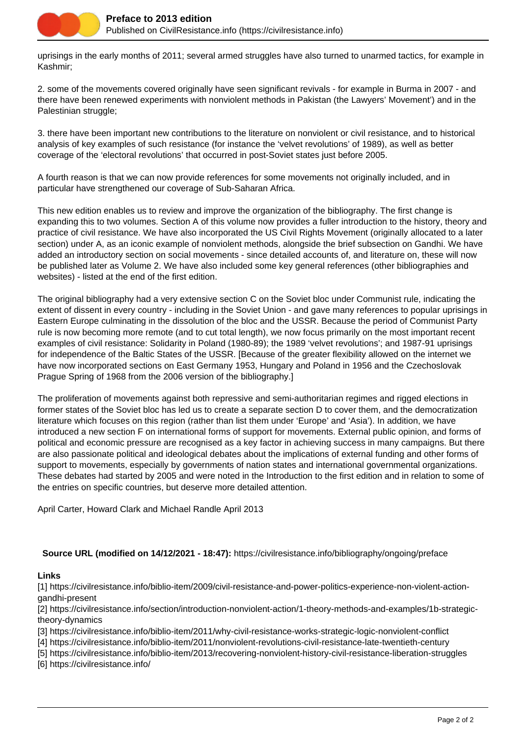uprisings in the early months of 2011; several armed struggles have also turned to unarmed tactics, for example in Kashmir;

2. some of the movements covered originally have seen significant revivals - for example in Burma in 2007 - and there have been renewed experiments with nonviolent methods in Pakistan (the Lawyers' Movement') and in the Palestinian struggle;

3. there have been important new contributions to the literature on nonviolent or civil resistance, and to historical analysis of key examples of such resistance (for instance the 'velvet revolutions' of 1989), as well as better coverage of the 'electoral revolutions' that occurred in post-Soviet states just before 2005.

A fourth reason is that we can now provide references for some movements not originally included, and in particular have strengthened our coverage of Sub-Saharan Africa.

This new edition enables us to review and improve the organization of the bibliography. The first change is expanding this to two volumes. Section A of this volume now provides a fuller introduction to the history, theory and practice of civil resistance. We have also incorporated the US Civil Rights Movement (originally allocated to a later section) under A, as an iconic example of nonviolent methods, alongside the brief subsection on Gandhi. We have added an introductory section on social movements - since detailed accounts of, and literature on, these will now be published later as Volume 2. We have also included some key general references (other bibliographies and websites) - listed at the end of the first edition.

The original bibliography had a very extensive section C on the Soviet bloc under Communist rule, indicating the extent of dissent in every country - including in the Soviet Union - and gave many references to popular uprisings in Eastern Europe culminating in the dissolution of the bloc and the USSR. Because the period of Communist Party rule is now becoming more remote (and to cut total length), we now focus primarily on the most important recent examples of civil resistance: Solidarity in Poland (1980-89); the 1989 'velvet revolutions'; and 1987-91 uprisings for independence of the Baltic States of the USSR. [Because of the greater flexibility allowed on the internet we have now incorporated sections on East Germany 1953, Hungary and Poland in 1956 and the Czechoslovak Prague Spring of 1968 from the 2006 version of the bibliography.]

The proliferation of movements against both repressive and semi-authoritarian regimes and rigged elections in former states of the Soviet bloc has led us to create a separate section D to cover them, and the democratization literature which focuses on this region (rather than list them under 'Europe' and 'Asia'). In addition, we have introduced a new section F on international forms of support for movements. External public opinion, and forms of political and economic pressure are recognised as a key factor in achieving success in many campaigns. But there are also passionate political and ideological debates about the implications of external funding and other forms of support to movements, especially by governments of nation states and international governmental organizations. These debates had started by 2005 and were noted in the Introduction to the first edition and in relation to some of the entries on specific countries, but deserve more detailed attention.

April Carter, Howard Clark and Michael Randle April 2013

**Source URL (modified on 14/12/2021 - 18:47):** https://civilresistance.info/bibliography/ongoing/preface

**Links**

[1] https://civilresistance.info/biblio-item/2009/civil-resistance-and-power-politics-experience-non-violent-action-gandhi-present
[2] https://civilresistance.info/section/introduction-nonviolent-action/1-theory-methods-and-examples/1b-strategic-theory-dynamics
[3] https://civilresistance.info/biblio-item/2011/why-civil-resistance-works-strategic-logic-nonviolent-conflict
[4] https://civilresistance.info/biblio-item/2011/nonviolent-revolutions-civil-resistance-late-twentieth-century
[5] https://civilresistance.info/biblio-item/2013/recovering-nonviolent-history-civil-resistance-liberation-struggles
[6] https://civilresistance.info/